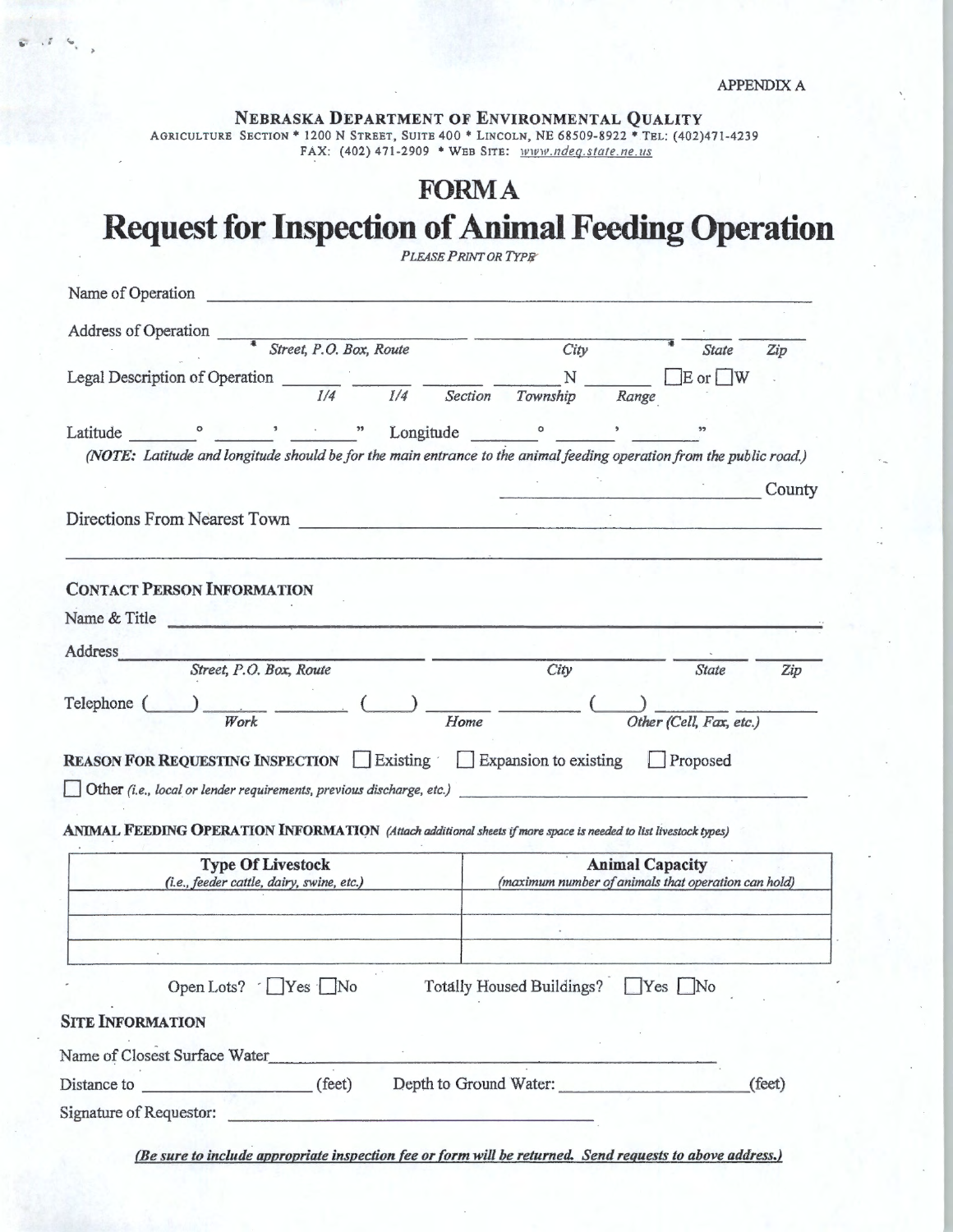APPENDIX A

**NEBRASKA DEPARTMENT OF ENVIRONMENTAL QUALITY**
AGRICULTURE SECTION * 1200 N STREET, SUITE 400 * LINCOLN, NE 68509-8922 * TEL: (402)471-4239
FAX: (402) 471-2909 * WEB SITE: www.ndeq.state.ne.us

# FORM A

# Request for Inspection of Animal Feeding Operation

*PLEASE PRINT OR TYPE*

Name of Operation ______________________________________________

Address of Operation ______________________ ______________________ ________ ________
*Street, P.O. Box, Route* *City* *State* *Zip*

Legal Description of Operation ______ ______ ______ ______ N ______ ☐E or ☐W
*1/4* *1/4* *Section* *Township* *Range*

Latitude ______° ______' ______" Longitude ______° ______' ______"

*(NOTE: Latitude and longitude should be for the main entrance to the animal feeding operation from the public road.)*

______________________ County

Directions From Nearest Town ______________________________________________

______________________________________________

**CONTACT PERSON INFORMATION**

Name & Title ______________________________________________

Address ______________________ ______________________ ________ ________
*Street, P.O. Box, Route* *City* *State* *Zip*

Telephone (____) ______ ______ (____) ______ ______ (____) ______ ______
*Work* *Home* *Other (Cell, Fax, etc.)*

**REASON FOR REQUESTING INSPECTION** ☐ Existing ☐ Expansion to existing ☐ Proposed

☐ Other *(i.e., local or lender requirements, previous discharge, etc.)* ______________________

**ANIMAL FEEDING OPERATION INFORMATION** *(Attach additional sheets if more space is needed to list livestock types)*

| Type Of Livestock *(i.e., feeder cattle, dairy, swine, etc.)* | Animal Capacity *(maximum number of animals that operation can hold)* |
|---|---|
| | |
| | |
| | |

Open Lots? ☐Yes ☐No Totally Housed Buildings? ☐Yes ☐No

**SITE INFORMATION**

Name of Closest Surface Water ______________________________________________

Distance to ______________ (feet) Depth to Ground Water: ______________ (feet)

Signature of Requestor: ______________________________________________

*(Be sure to include appropriate inspection fee or form will be returned. Send requests to above address.)*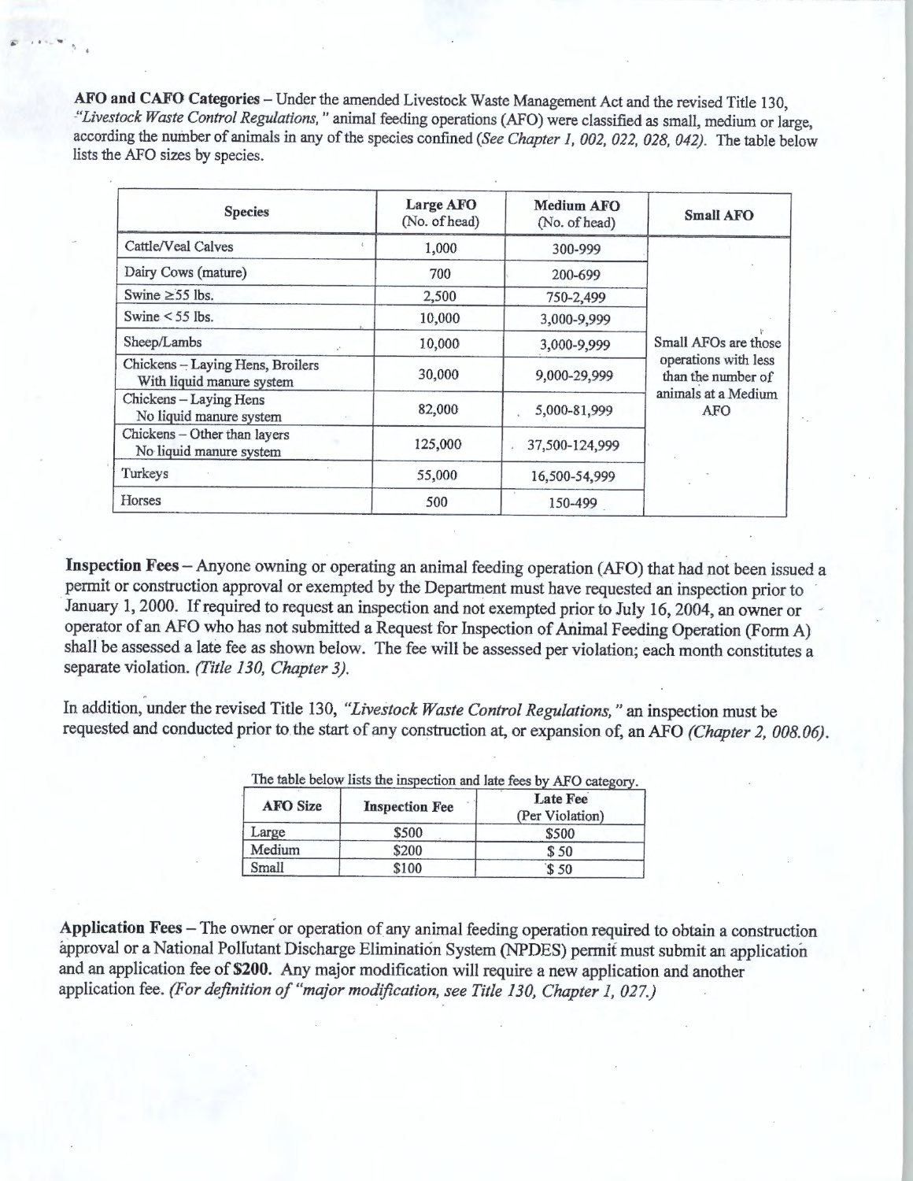**AFO and CAFO Categories** – Under the amended Livestock Waste Management Act and the revised Title 130, *"Livestock Waste Control Regulations,"* animal feeding operations (AFO) were classified as small, medium or large, according the number of animals in any of the species confined *(See Chapter 1, 002, 022, 028, 042)*. The table below lists the AFO sizes by species.

| Species | Large AFO (No. of head) | Medium AFO (No. of head) | Small AFO |
|---|---|---|---|
| Cattle/Veal Calves | 1,000 | 300-999 | Small AFOs are those operations with less than the number of animals at a Medium AFO |
| Dairy Cows (mature) | 700 | 200-699 | |
| Swine ≥55 lbs. | 2,500 | 750-2,499 | |
| Swine < 55 lbs. | 10,000 | 3,000-9,999 | |
| Sheep/Lambs | 10,000 | 3,000-9,999 | |
| Chickens – Laying Hens, Broilers With liquid manure system | 30,000 | 9,000-29,999 | |
| Chickens – Laying Hens No liquid manure system | 82,000 | 5,000-81,999 | |
| Chickens – Other than layers No liquid manure system | 125,000 | 37,500-124,999 | |
| Turkeys | 55,000 | 16,500-54,999 | |
| Horses | 500 | 150-499 | |

**Inspection Fees** – Anyone owning or operating an animal feeding operation (AFO) that had not been issued a permit or construction approval or exempted by the Department must have requested an inspection prior to January 1, 2000. If required to request an inspection and not exempted prior to July 16, 2004, an owner or operator of an AFO who has not submitted a Request for Inspection of Animal Feeding Operation (Form A) shall be assessed a late fee as shown below. The fee will be assessed per violation; each month constitutes a separate violation. *(Title 130, Chapter 3)*.

In addition, under the revised Title 130, *"Livestock Waste Control Regulations,"* an inspection must be requested and conducted prior to the start of any construction at, or expansion of, an AFO *(Chapter 2, 008.06)*.

The table below lists the inspection and late fees by AFO category.

| AFO Size | Inspection Fee | Late Fee (Per Violation) |
|---|---|---|
| Large | $500 | $500 |
| Medium | $200 | $ 50 |
| Small | $100 | $ 50 |

**Application Fees** – The owner or operation of any animal feeding operation required to obtain a construction approval or a National Pollutant Discharge Elimination System (NPDES) permit must submit an application and an application fee of **$200**. Any major modification will require a new application and another application fee. *(For definition of "major modification, see Title 130, Chapter 1, 027.)*